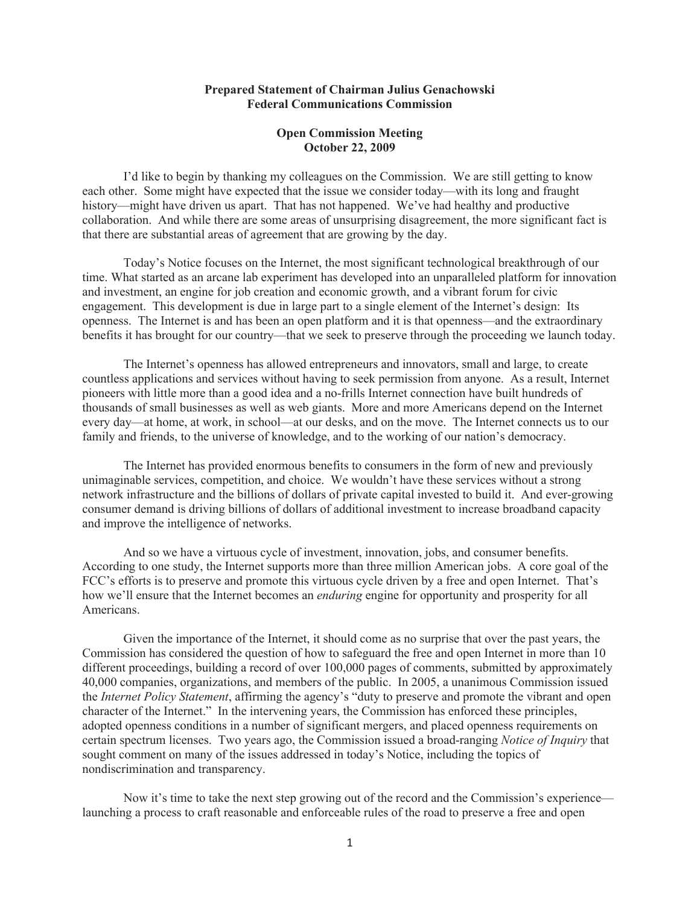**Prepared Statement of Chairman Julius Genachowski**
**Federal Communications Commission**

**Open Commission Meeting**
**October 22, 2009**

I'd like to begin by thanking my colleagues on the Commission. We are still getting to know each other. Some might have expected that the issue we consider today—with its long and fraught history—might have driven us apart. That has not happened. We've had healthy and productive collaboration. And while there are some areas of unsurprising disagreement, the more significant fact is that there are substantial areas of agreement that are growing by the day.

Today's Notice focuses on the Internet, the most significant technological breakthrough of our time. What started as an arcane lab experiment has developed into an unparalleled platform for innovation and investment, an engine for job creation and economic growth, and a vibrant forum for civic engagement. This development is due in large part to a single element of the Internet's design: Its openness. The Internet is and has been an open platform and it is that openness—and the extraordinary benefits it has brought for our country—that we seek to preserve through the proceeding we launch today.

The Internet's openness has allowed entrepreneurs and innovators, small and large, to create countless applications and services without having to seek permission from anyone. As a result, Internet pioneers with little more than a good idea and a no-frills Internet connection have built hundreds of thousands of small businesses as well as web giants. More and more Americans depend on the Internet every day—at home, at work, in school—at our desks, and on the move. The Internet connects us to our family and friends, to the universe of knowledge, and to the working of our nation's democracy.

The Internet has provided enormous benefits to consumers in the form of new and previously unimaginable services, competition, and choice. We wouldn't have these services without a strong network infrastructure and the billions of dollars of private capital invested to build it. And ever-growing consumer demand is driving billions of dollars of additional investment to increase broadband capacity and improve the intelligence of networks.

And so we have a virtuous cycle of investment, innovation, jobs, and consumer benefits. According to one study, the Internet supports more than three million American jobs. A core goal of the FCC's efforts is to preserve and promote this virtuous cycle driven by a free and open Internet. That's how we'll ensure that the Internet becomes an *enduring* engine for opportunity and prosperity for all Americans.

Given the importance of the Internet, it should come as no surprise that over the past years, the Commission has considered the question of how to safeguard the free and open Internet in more than 10 different proceedings, building a record of over 100,000 pages of comments, submitted by approximately 40,000 companies, organizations, and members of the public. In 2005, a unanimous Commission issued the *Internet Policy Statement*, affirming the agency's "duty to preserve and promote the vibrant and open character of the Internet." In the intervening years, the Commission has enforced these principles, adopted openness conditions in a number of significant mergers, and placed openness requirements on certain spectrum licenses. Two years ago, the Commission issued a broad-ranging *Notice of Inquiry* that sought comment on many of the issues addressed in today's Notice, including the topics of nondiscrimination and transparency.

Now it's time to take the next step growing out of the record and the Commission's experience—launching a process to craft reasonable and enforceable rules of the road to preserve a free and open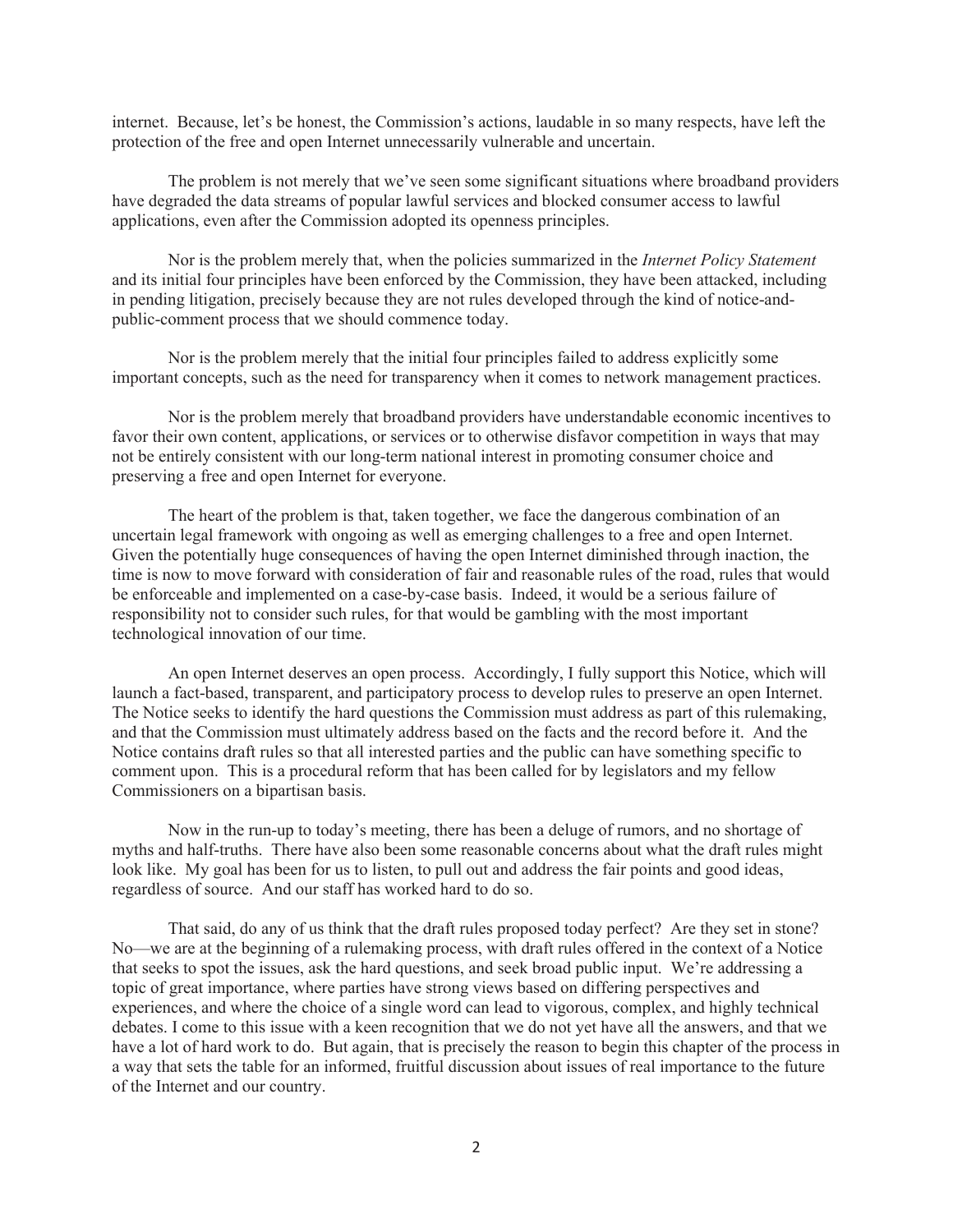internet. Because, let's be honest, the Commission's actions, laudable in so many respects, have left the protection of the free and open Internet unnecessarily vulnerable and uncertain.

The problem is not merely that we've seen some significant situations where broadband providers have degraded the data streams of popular lawful services and blocked consumer access to lawful applications, even after the Commission adopted its openness principles.

Nor is the problem merely that, when the policies summarized in the *Internet Policy Statement* and its initial four principles have been enforced by the Commission, they have been attacked, including in pending litigation, precisely because they are not rules developed through the kind of notice-and-public-comment process that we should commence today.

Nor is the problem merely that the initial four principles failed to address explicitly some important concepts, such as the need for transparency when it comes to network management practices.

Nor is the problem merely that broadband providers have understandable economic incentives to favor their own content, applications, or services or to otherwise disfavor competition in ways that may not be entirely consistent with our long-term national interest in promoting consumer choice and preserving a free and open Internet for everyone.

The heart of the problem is that, taken together, we face the dangerous combination of an uncertain legal framework with ongoing as well as emerging challenges to a free and open Internet. Given the potentially huge consequences of having the open Internet diminished through inaction, the time is now to move forward with consideration of fair and reasonable rules of the road, rules that would be enforceable and implemented on a case-by-case basis. Indeed, it would be a serious failure of responsibility not to consider such rules, for that would be gambling with the most important technological innovation of our time.

An open Internet deserves an open process. Accordingly, I fully support this Notice, which will launch a fact-based, transparent, and participatory process to develop rules to preserve an open Internet. The Notice seeks to identify the hard questions the Commission must address as part of this rulemaking, and that the Commission must ultimately address based on the facts and the record before it. And the Notice contains draft rules so that all interested parties and the public can have something specific to comment upon. This is a procedural reform that has been called for by legislators and my fellow Commissioners on a bipartisan basis.

Now in the run-up to today's meeting, there has been a deluge of rumors, and no shortage of myths and half-truths. There have also been some reasonable concerns about what the draft rules might look like. My goal has been for us to listen, to pull out and address the fair points and good ideas, regardless of source. And our staff has worked hard to do so.

That said, do any of us think that the draft rules proposed today perfect? Are they set in stone? No—we are at the beginning of a rulemaking process, with draft rules offered in the context of a Notice that seeks to spot the issues, ask the hard questions, and seek broad public input. We're addressing a topic of great importance, where parties have strong views based on differing perspectives and experiences, and where the choice of a single word can lead to vigorous, complex, and highly technical debates. I come to this issue with a keen recognition that we do not yet have all the answers, and that we have a lot of hard work to do. But again, that is precisely the reason to begin this chapter of the process in a way that sets the table for an informed, fruitful discussion about issues of real importance to the future of the Internet and our country.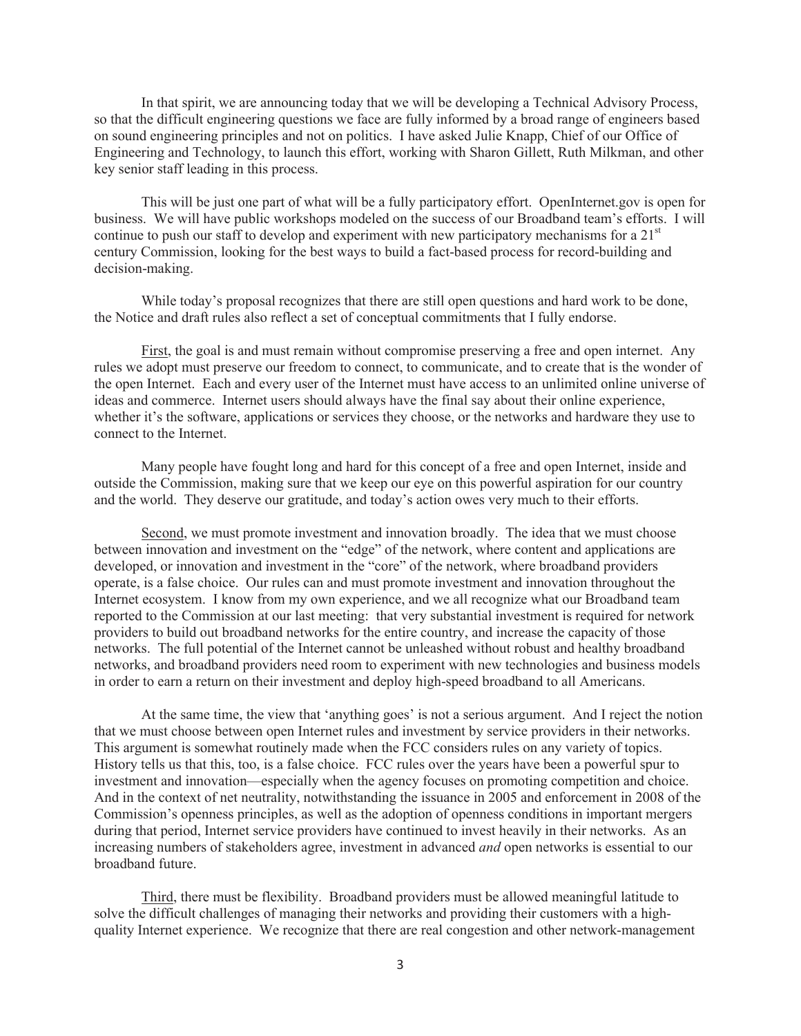In that spirit, we are announcing today that we will be developing a Technical Advisory Process, so that the difficult engineering questions we face are fully informed by a broad range of engineers based on sound engineering principles and not on politics. I have asked Julie Knapp, Chief of our Office of Engineering and Technology, to launch this effort, working with Sharon Gillett, Ruth Milkman, and other key senior staff leading in this process.

This will be just one part of what will be a fully participatory effort. OpenInternet.gov is open for business. We will have public workshops modeled on the success of our Broadband team's efforts. I will continue to push our staff to develop and experiment with new participatory mechanisms for a 21st century Commission, looking for the best ways to build a fact-based process for record-building and decision-making.

While today's proposal recognizes that there are still open questions and hard work to be done, the Notice and draft rules also reflect a set of conceptual commitments that I fully endorse.

First, the goal is and must remain without compromise preserving a free and open internet. Any rules we adopt must preserve our freedom to connect, to communicate, and to create that is the wonder of the open Internet. Each and every user of the Internet must have access to an unlimited online universe of ideas and commerce. Internet users should always have the final say about their online experience, whether it's the software, applications or services they choose, or the networks and hardware they use to connect to the Internet.

Many people have fought long and hard for this concept of a free and open Internet, inside and outside the Commission, making sure that we keep our eye on this powerful aspiration for our country and the world. They deserve our gratitude, and today's action owes very much to their efforts.

Second, we must promote investment and innovation broadly. The idea that we must choose between innovation and investment on the "edge" of the network, where content and applications are developed, or innovation and investment in the "core" of the network, where broadband providers operate, is a false choice. Our rules can and must promote investment and innovation throughout the Internet ecosystem. I know from my own experience, and we all recognize what our Broadband team reported to the Commission at our last meeting: that very substantial investment is required for network providers to build out broadband networks for the entire country, and increase the capacity of those networks. The full potential of the Internet cannot be unleashed without robust and healthy broadband networks, and broadband providers need room to experiment with new technologies and business models in order to earn a return on their investment and deploy high-speed broadband to all Americans.

At the same time, the view that 'anything goes' is not a serious argument. And I reject the notion that we must choose between open Internet rules and investment by service providers in their networks. This argument is somewhat routinely made when the FCC considers rules on any variety of topics. History tells us that this, too, is a false choice. FCC rules over the years have been a powerful spur to investment and innovation—especially when the agency focuses on promoting competition and choice. And in the context of net neutrality, notwithstanding the issuance in 2005 and enforcement in 2008 of the Commission's openness principles, as well as the adoption of openness conditions in important mergers during that period, Internet service providers have continued to invest heavily in their networks. As an increasing numbers of stakeholders agree, investment in advanced *and* open networks is essential to our broadband future.

Third, there must be flexibility. Broadband providers must be allowed meaningful latitude to solve the difficult challenges of managing their networks and providing their customers with a high-quality Internet experience. We recognize that there are real congestion and other network-management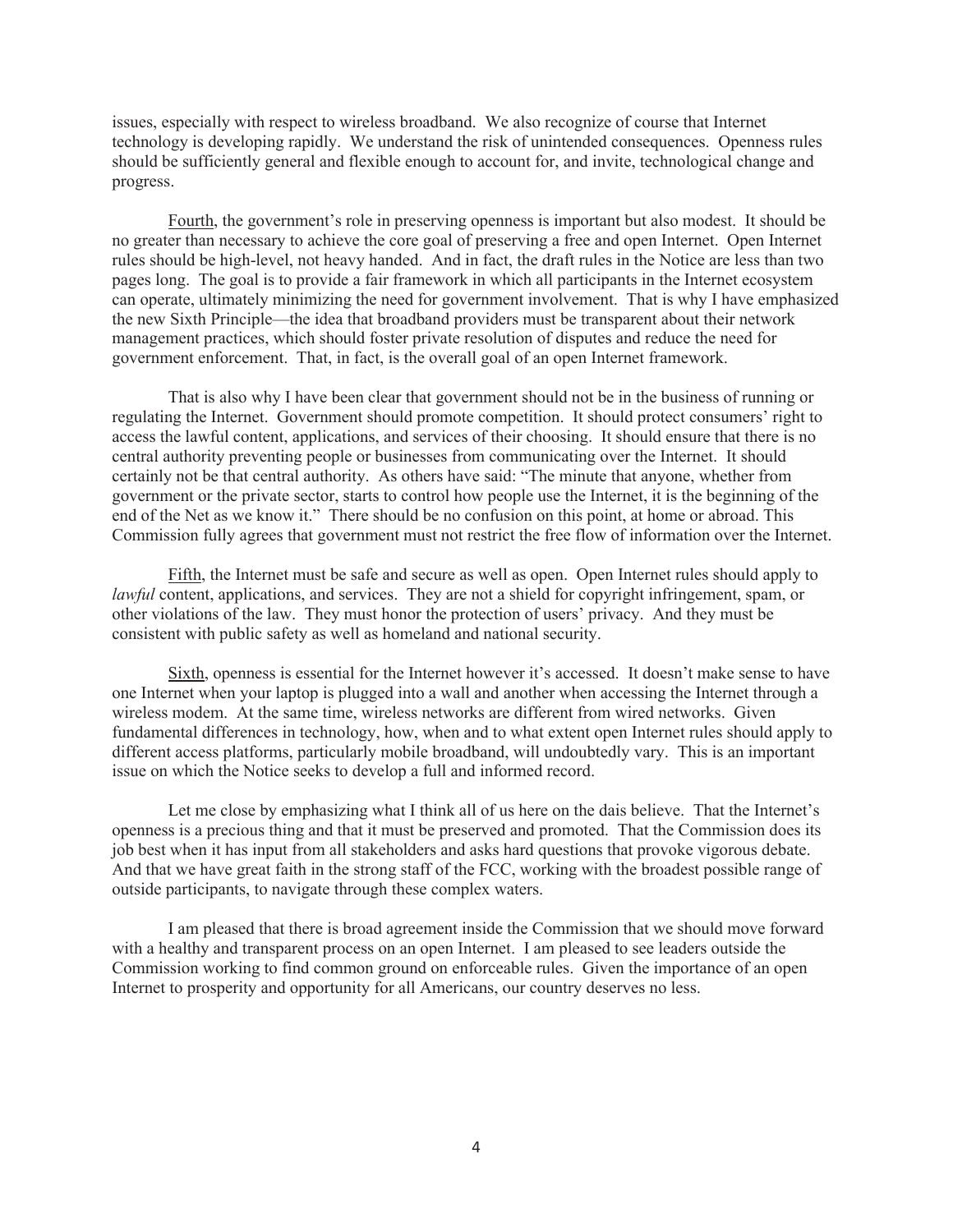issues, especially with respect to wireless broadband. We also recognize of course that Internet technology is developing rapidly. We understand the risk of unintended consequences. Openness rules should be sufficiently general and flexible enough to account for, and invite, technological change and progress.

Fourth, the government's role in preserving openness is important but also modest. It should be no greater than necessary to achieve the core goal of preserving a free and open Internet. Open Internet rules should be high-level, not heavy handed. And in fact, the draft rules in the Notice are less than two pages long. The goal is to provide a fair framework in which all participants in the Internet ecosystem can operate, ultimately minimizing the need for government involvement. That is why I have emphasized the new Sixth Principle—the idea that broadband providers must be transparent about their network management practices, which should foster private resolution of disputes and reduce the need for government enforcement. That, in fact, is the overall goal of an open Internet framework.

That is also why I have been clear that government should not be in the business of running or regulating the Internet. Government should promote competition. It should protect consumers' right to access the lawful content, applications, and services of their choosing. It should ensure that there is no central authority preventing people or businesses from communicating over the Internet. It should certainly not be that central authority. As others have said: "The minute that anyone, whether from government or the private sector, starts to control how people use the Internet, it is the beginning of the end of the Net as we know it." There should be no confusion on this point, at home or abroad. This Commission fully agrees that government must not restrict the free flow of information over the Internet.

Fifth, the Internet must be safe and secure as well as open. Open Internet rules should apply to *lawful* content, applications, and services. They are not a shield for copyright infringement, spam, or other violations of the law. They must honor the protection of users' privacy. And they must be consistent with public safety as well as homeland and national security.

Sixth, openness is essential for the Internet however it's accessed. It doesn't make sense to have one Internet when your laptop is plugged into a wall and another when accessing the Internet through a wireless modem. At the same time, wireless networks are different from wired networks. Given fundamental differences in technology, how, when and to what extent open Internet rules should apply to different access platforms, particularly mobile broadband, will undoubtedly vary. This is an important issue on which the Notice seeks to develop a full and informed record.

Let me close by emphasizing what I think all of us here on the dais believe. That the Internet's openness is a precious thing and that it must be preserved and promoted. That the Commission does its job best when it has input from all stakeholders and asks hard questions that provoke vigorous debate. And that we have great faith in the strong staff of the FCC, working with the broadest possible range of outside participants, to navigate through these complex waters.

I am pleased that there is broad agreement inside the Commission that we should move forward with a healthy and transparent process on an open Internet. I am pleased to see leaders outside the Commission working to find common ground on enforceable rules. Given the importance of an open Internet to prosperity and opportunity for all Americans, our country deserves no less.